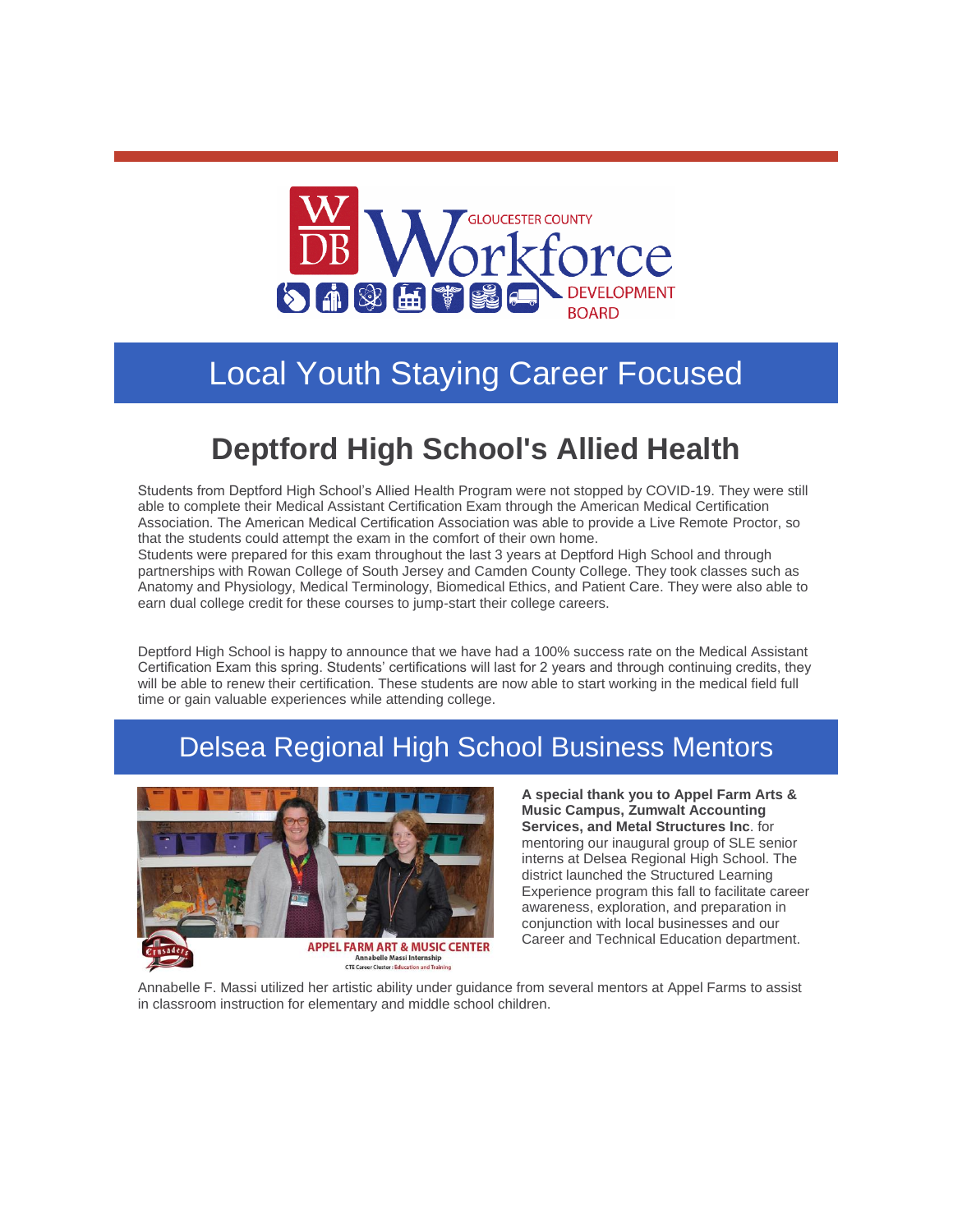# Local Youth Staying Career Focused

## Deptford High School's Allied Health

Students from Deptford High School's Allied Health Program were not stopped by COVID-19. They were still able to complete their Medical Assistant Certification Exam through the American Medical Certification Association. The American Medical Certification Association was able to provide a Live Remote Proctor, so that the students could attempt the exam in the comfort of their own home.
Students were prepared for this exam throughout the last 3 years at Deptford High School and through partnerships with Rowan College of South Jersey and Camden County College. They took classes such as Anatomy and Physiology, Medical Terminology, Biomedical Ethics, and Patient Care. They were also able to earn dual college credit for these courses to jump-start their college careers.

Deptford High School is happy to announce that we have had a 100% success rate on the Medical Assistant Certification Exam this spring. Students' certifications will last for 2 years and through continuing credits, they will be able to renew their certification. These students are now able to start working in the medical field full time or gain valuable experiences while attending college.

## Delsea Regional High School Business Mentors

APPEL FARM ART & MUSIC CENTER
Annabelle Massi Internship
CTE Career Cluster: Education and Training

**A special thank you to Appel Farm Arts & Music Campus, Zumwalt Accounting Services, and Metal Structures Inc**. for mentoring our inaugural group of SLE senior interns at Delsea Regional High School. The district launched the Structured Learning Experience program this fall to facilitate career awareness, exploration, and preparation in conjunction with local businesses and our Career and Technical Education department.

Annabelle F. Massi utilized her artistic ability under guidance from several mentors at Appel Farms to assist in classroom instruction for elementary and middle school children.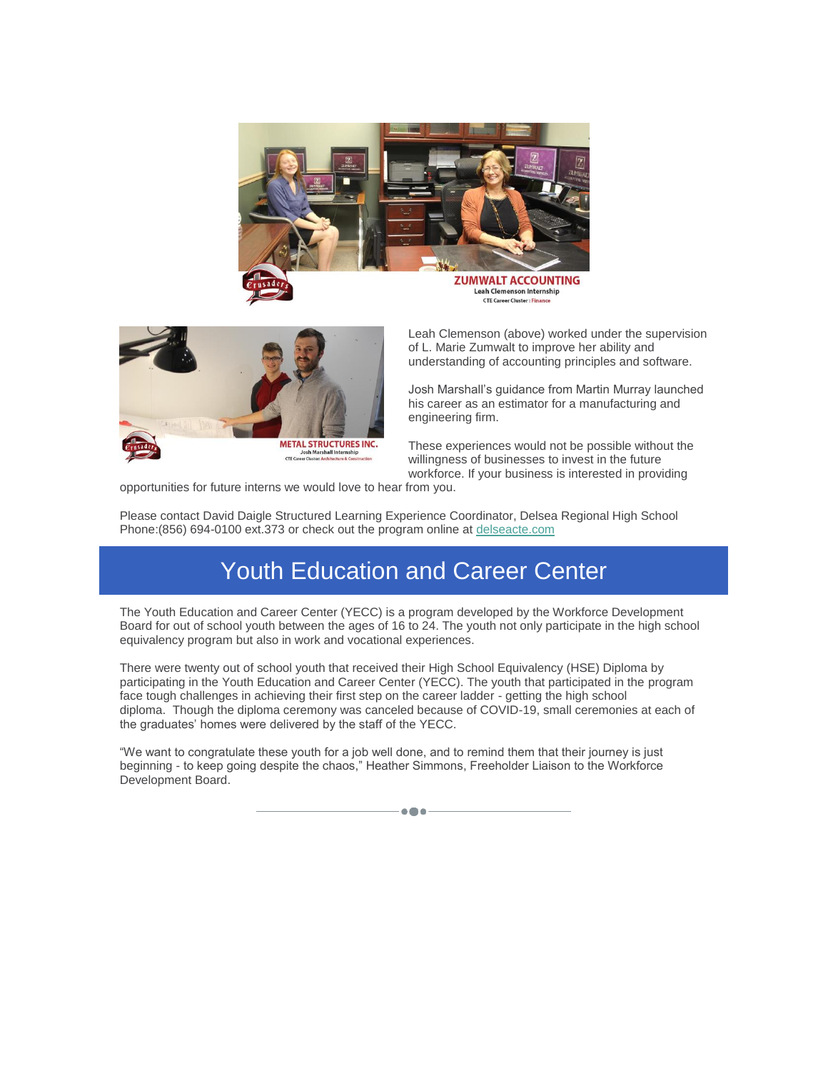Leah Clemenson (above) worked under the supervision of L. Marie Zumwalt to improve her ability and understanding of accounting principles and software.

Josh Marshall's guidance from Martin Murray launched his career as an estimator for a manufacturing and engineering firm.

These experiences would not be possible without the willingness of businesses to invest in the future workforce. If your business is interested in providing opportunities for future interns we would love to hear from you.

Please contact David Daigle Structured Learning Experience Coordinator, Delsea Regional High School Phone:(856) 694-0100 ext.373 or check out the program online at delseacte.com

# Youth Education and Career Center

The Youth Education and Career Center (YECC) is a program developed by the Workforce Development Board for out of school youth between the ages of 16 to 24. The youth not only participate in the high school equivalency program but also in work and vocational experiences.

There were twenty out of school youth that received their High School Equivalency (HSE) Diploma by participating in the Youth Education and Career Center (YECC). The youth that participated in the program face tough challenges in achieving their first step on the career ladder - getting the high school diploma. Though the diploma ceremony was canceled because of COVID-19, small ceremonies at each of the graduates' homes were delivered by the staff of the YECC.

"We want to congratulate these youth for a job well done, and to remind them that their journey is just beginning - to keep going despite the chaos," Heather Simmons, Freeholder Liaison to the Workforce Development Board.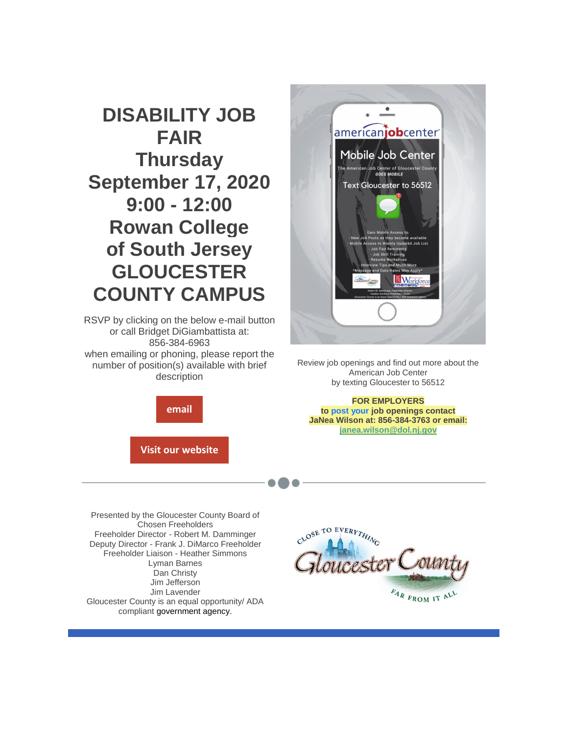# DISABILITY JOB FAIR
# Thursday
# September 17, 2020
# 9:00 - 12:00
# Rowan College of South Jersey GLOUCESTER COUNTY CAMPUS

RSVP by clicking on the below e-mail button or call Bridget DiGiambattista at: 856-384-6963
when emailing or phoning, please report the number of position(s) available with brief description

email

Visit our website

americanjobcenter

Mobile Job Center

The American Job Center of Gloucester County GOES MOBILE

Text Gloucester to 56512

Gain Mobile Access to:
- New Job Posts as they become available
- Mobile Access to Weekly Updated Job List
- Job Fair Reminders
- Job Skill Training
- Resume Workshops
- Interview Tips and Much More

*Message and Data Rates May Apply*

Review job openings and find out more about the American Job Center by texting Gloucester to 56512

**FOR EMPLOYERS**
**to post your job openings contact JaNea Wilson at: 856-384-3763 or email: janea.wilson@dol.nj.gov**

---

Presented by the Gloucester County Board of Chosen Freeholders
Freeholder Director - Robert M. Damminger
Deputy Director - Frank J. DiMarco Freeholder
Freeholder Liaison - Heather Simmons
Lyman Barnes
Dan Christy
Jim Jefferson
Jim Lavender
Gloucester County is an equal opportunity/ ADA compliant government agency.

CLOSE TO EVERYTHING
Gloucester County
FAR FROM IT ALL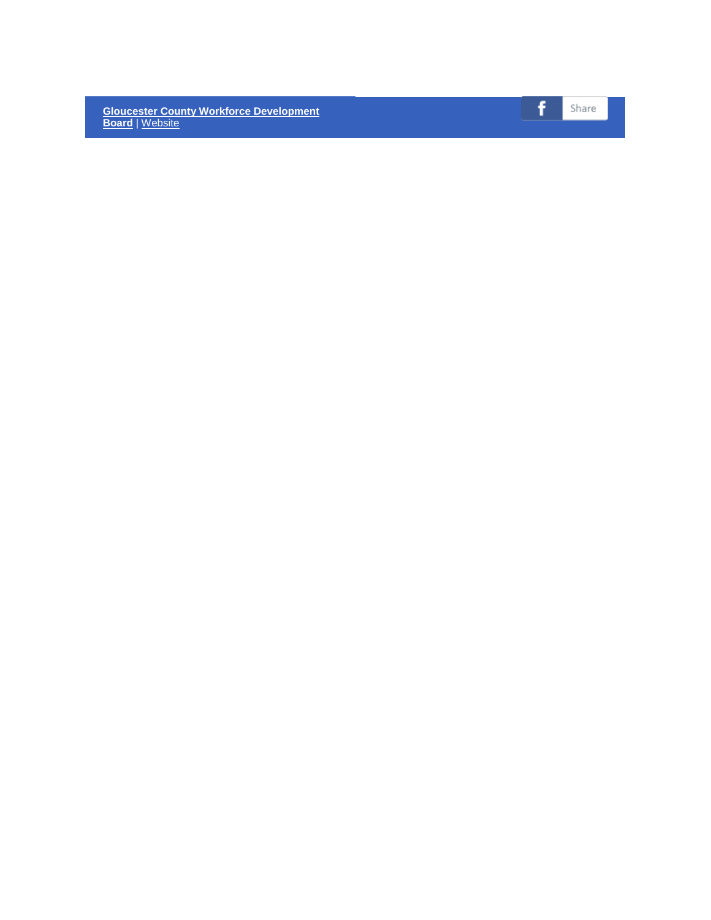**Gloucester County Workforce Development Board** | Website

Share